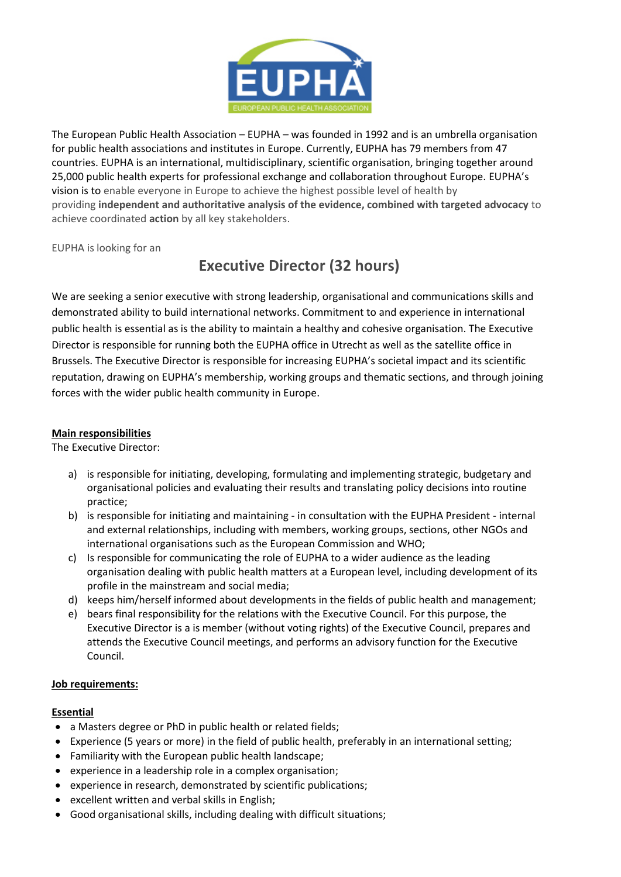The European Public Health Association – EUPHA – was founded in 1992 and is an umbrella organisation for public health associations and institutes in Europe. Currently, EUPHA has 79 members from 47 countries. EUPHA is an international, multidisciplinary, scientific organisation, bringing together around 25,000 public health experts for professional exchange and collaboration throughout Europe. EUPHA's vision is to enable everyone in Europe to achieve the highest possible level of health by providing **independent and authoritative analysis of the evidence, combined with targeted advocacy** to achieve coordinated **action** by all key stakeholders.

EUPHA is looking for an

## Executive Director (32 hours)

We are seeking a senior executive with strong leadership, organisational and communications skills and demonstrated ability to build international networks. Commitment to and experience in international public health is essential as is the ability to maintain a healthy and cohesive organisation. The Executive Director is responsible for running both the EUPHA office in Utrecht as well as the satellite office in Brussels. The Executive Director is responsible for increasing EUPHA's societal impact and its scientific reputation, drawing on EUPHA's membership, working groups and thematic sections, and through joining forces with the wider public health community in Europe.

### Main responsibilities

The Executive Director:

a) is responsible for initiating, developing, formulating and implementing strategic, budgetary and organisational policies and evaluating their results and translating policy decisions into routine practice;
b) is responsible for initiating and maintaining - in consultation with the EUPHA President - internal and external relationships, including with members, working groups, sections, other NGOs and international organisations such as the European Commission and WHO;
c) Is responsible for communicating the role of EUPHA to a wider audience as the leading organisation dealing with public health matters at a European level, including development of its profile in the mainstream and social media;
d) keeps him/herself informed about developments in the fields of public health and management;
e) bears final responsibility for the relations with the Executive Council. For this purpose, the Executive Director is a is member (without voting rights) of the Executive Council, prepares and attends the Executive Council meetings, and performs an advisory function for the Executive Council.

### Job requirements:

#### Essential

- a Masters degree or PhD in public health or related fields;
- Experience (5 years or more) in the field of public health, preferably in an international setting;
- Familiarity with the European public health landscape;
- experience in a leadership role in a complex organisation;
- experience in research, demonstrated by scientific publications;
- excellent written and verbal skills in English;
- Good organisational skills, including dealing with difficult situations;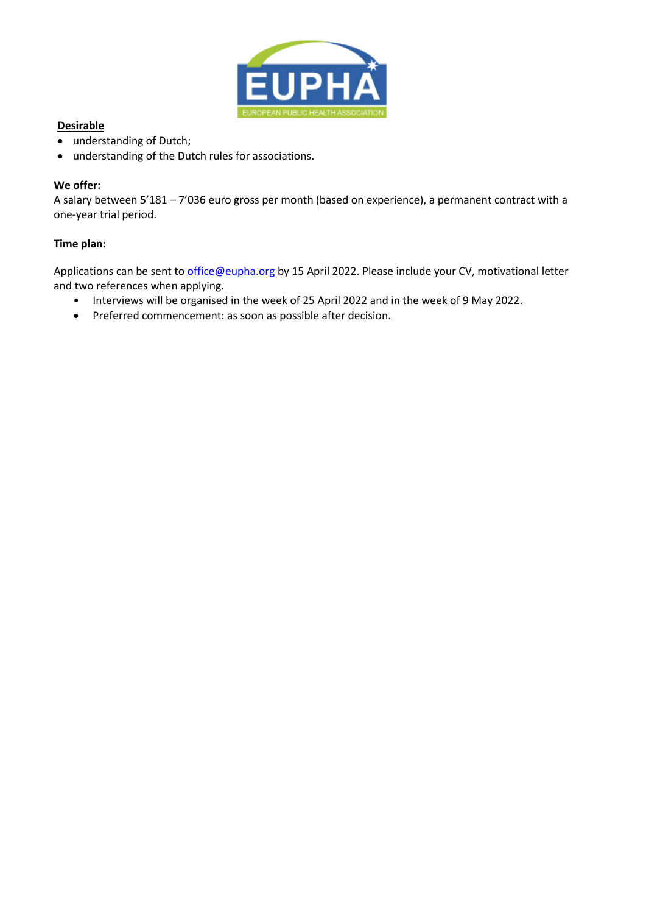**Desirable**

- understanding of Dutch;
- understanding of the Dutch rules for associations.

**We offer:**

A salary between 5'181 – 7'036 euro gross per month (based on experience), a permanent contract with a one-year trial period.

**Time plan:**

Applications can be sent to office@eupha.org by 15 April 2022. Please include your CV, motivational letter and two references when applying.

- Interviews will be organised in the week of 25 April 2022 and in the week of 9 May 2022.
- Preferred commencement: as soon as possible after decision.